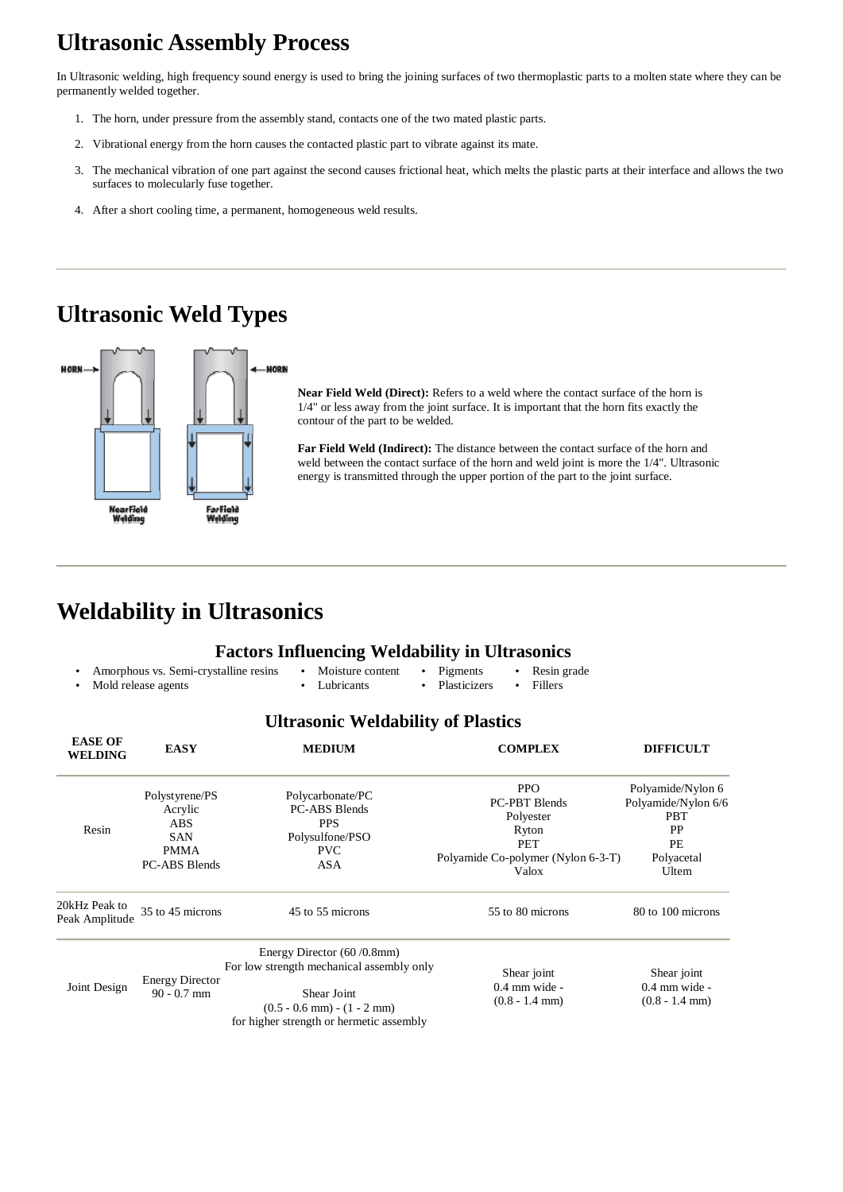# Ultrasonic Assembly Process

In Ultrasonic welding, high frequency sound energy is used to bring the joining surfaces of two thermoplastic parts to a molten state where they can be permanently welded together.

1. The horn, under pressure from the assembly stand, contacts one of the two mated plastic parts.
2. Vibrational energy from the horn causes the contacted plastic part to vibrate against its mate.
3. The mechanical vibration of one part against the second causes frictional heat, which melts the plastic parts at their interface and allows the two surfaces to molecularly fuse together.
4. After a short cooling time, a permanent, homogeneous weld results.

---

# Ultrasonic Weld Types

HORN → ← HORN

Near Field Welding    Far Field Welding

**Near Field Weld (Direct):** Refers to a weld where the contact surface of the horn is 1/4" or less away from the joint surface. It is important that the horn fits exactly the contour of the part to be welded.

**Far Field Weld (Indirect):** The distance between the contact surface of the horn and weld between the contact surface of the horn and weld joint is more the 1/4". Ultrasonic energy is transmitted through the upper portion of the part to the joint surface.

---

# Weldability in Ultrasonics

### Factors Influencing Weldability in Ultrasonics

- Amorphous vs. Semi-crystalline resins
- Mold release agents
- Moisture content
- Lubricants
- Pigments
- Plasticizers
- Resin grade
- Fillers

### Ultrasonic Weldability of Plastics

| EASE OF WELDING | EASY | MEDIUM | COMPLEX | DIFFICULT |
|---|---|---|---|---|
| Resin | Polystyrene/PS<br>Acrylic<br>ABS<br>SAN<br>PMMA<br>PC-ABS Blends | Polycarbonate/PC<br>PC-ABS Blends<br>PPS<br>Polysulfone/PSO<br>PVC<br>ASA | PPO<br>PC-PBT Blends<br>Polyester<br>Ryton<br>PET<br>Polyamide Co-polymer (Nylon 6-3-T)<br>Valox | Polyamide/Nylon 6<br>Polyamide/Nylon 6/6<br>PBT<br>PP<br>PE<br>Polyacetal<br>Ultem |
| 20kHz Peak to Peak Amplitude | 35 to 45 microns | 45 to 55 microns | 55 to 80 microns | 80 to 100 microns |
| Joint Design | Energy Director<br>90 - 0.7 mm | Energy Director (60 /0.8mm)<br>For low strength mechanical assembly only<br><br>Shear Joint<br>(0.5 - 0.6 mm) - (1 - 2 mm)<br>for higher strength or hermetic assembly | Shear joint<br>0.4 mm wide -<br>(0.8 - 1.4 mm) | Shear joint<br>0.4 mm wide -<br>(0.8 - 1.4 mm) |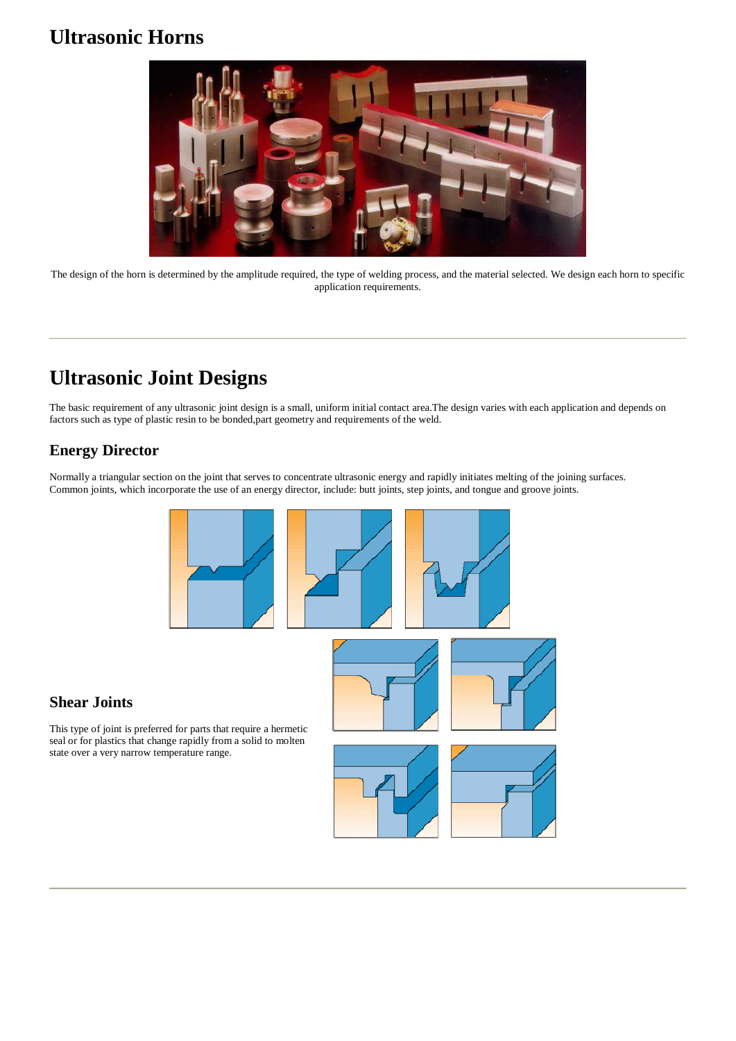# Ultrasonic Horns

The design of the horn is determined by the amplitude required, the type of welding process, and the material selected. We design each horn to specific application requirements.

---

# Ultrasonic Joint Designs

The basic requirement of any ultrasonic joint design is a small, uniform initial contact area.The design varies with each application and depends on factors such as type of plastic resin to be bonded,part geometry and requirements of the weld.

## Energy Director

Normally a triangular section on the joint that serves to concentrate ultrasonic energy and rapidly initiates melting of the joining surfaces. Common joints, which incorporate the use of an energy director, include: butt joints, step joints, and tongue and groove joints.

## Shear Joints

This type of joint is preferred for parts that require a hermetic seal or for plastics that change rapidly from a solid to molten state over a very narrow temperature range.

---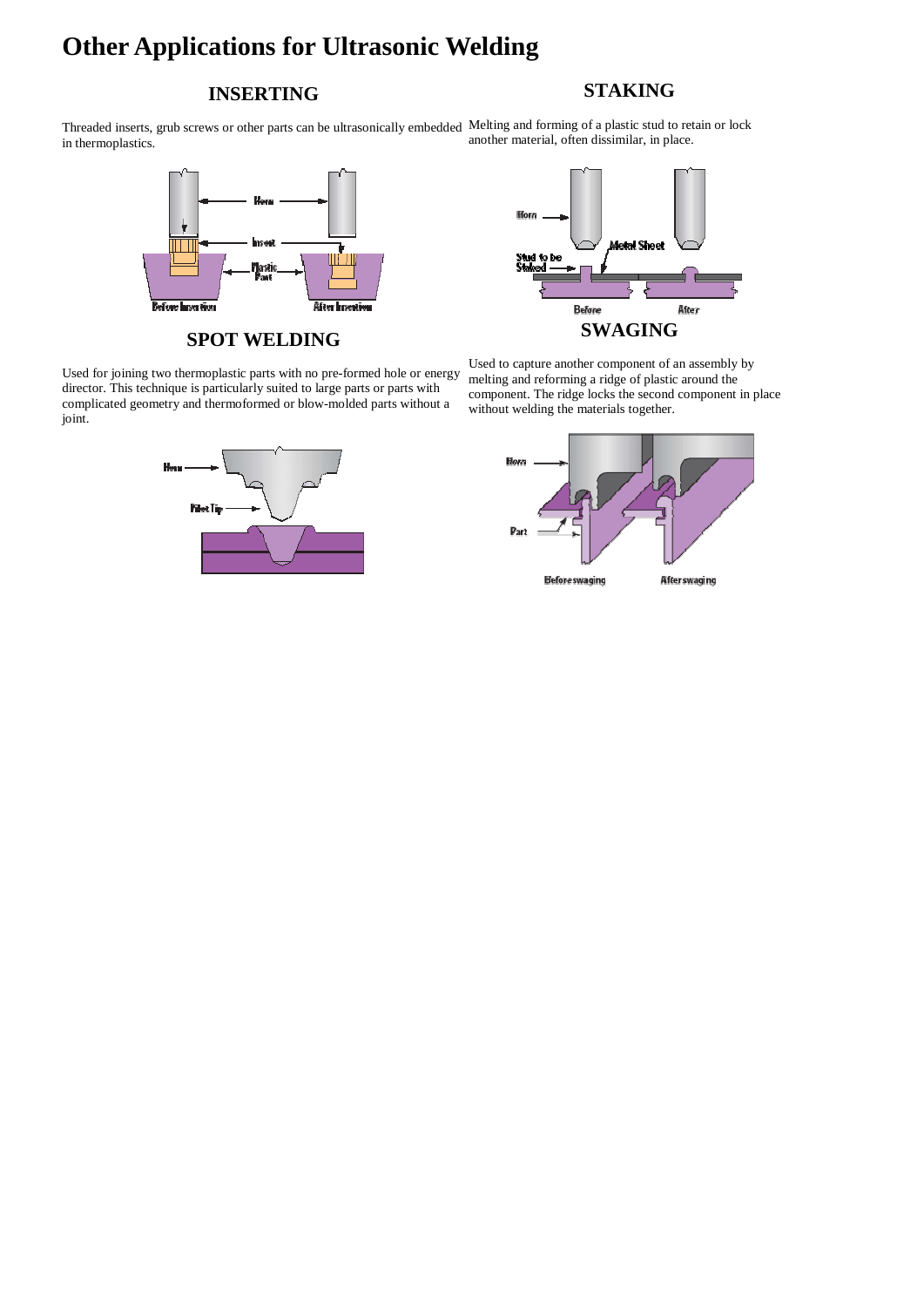# Other Applications for Ultrasonic Welding

## INSERTING

Threaded inserts, grub screws or other parts can be ultrasonically embedded in thermoplastics.

Horn

Insert

Plastic Part

Before Insertion

After Insertion

## STAKING

Melting and forming of a plastic stud to retain or lock another material, often dissimilar, in place.

Horn

Metal Sheet

Stud to be Staked

Before

After

## SPOT WELDING

Used for joining two thermoplastic parts with no pre-formed hole or energy director. This technique is particularly suited to large parts or parts with complicated geometry and thermoformed or blow-molded parts without a joint.

Horn

Pilot Tip

## SWAGING

Used to capture another component of an assembly by melting and reforming a ridge of plastic around the component. The ridge locks the second component in place without welding the materials together.

Horn

Part

Before swaging

After swaging